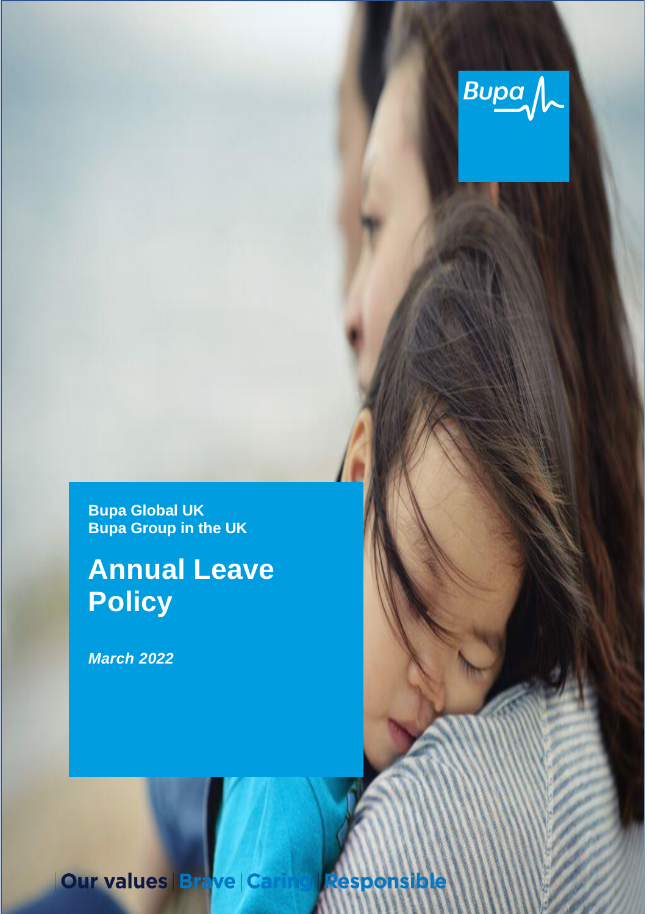Bupa

**Bupa Global UK**
**Bupa Group in the UK**

# Annual Leave Policy

***March 2022***

Our values | Brave | Caring | Responsible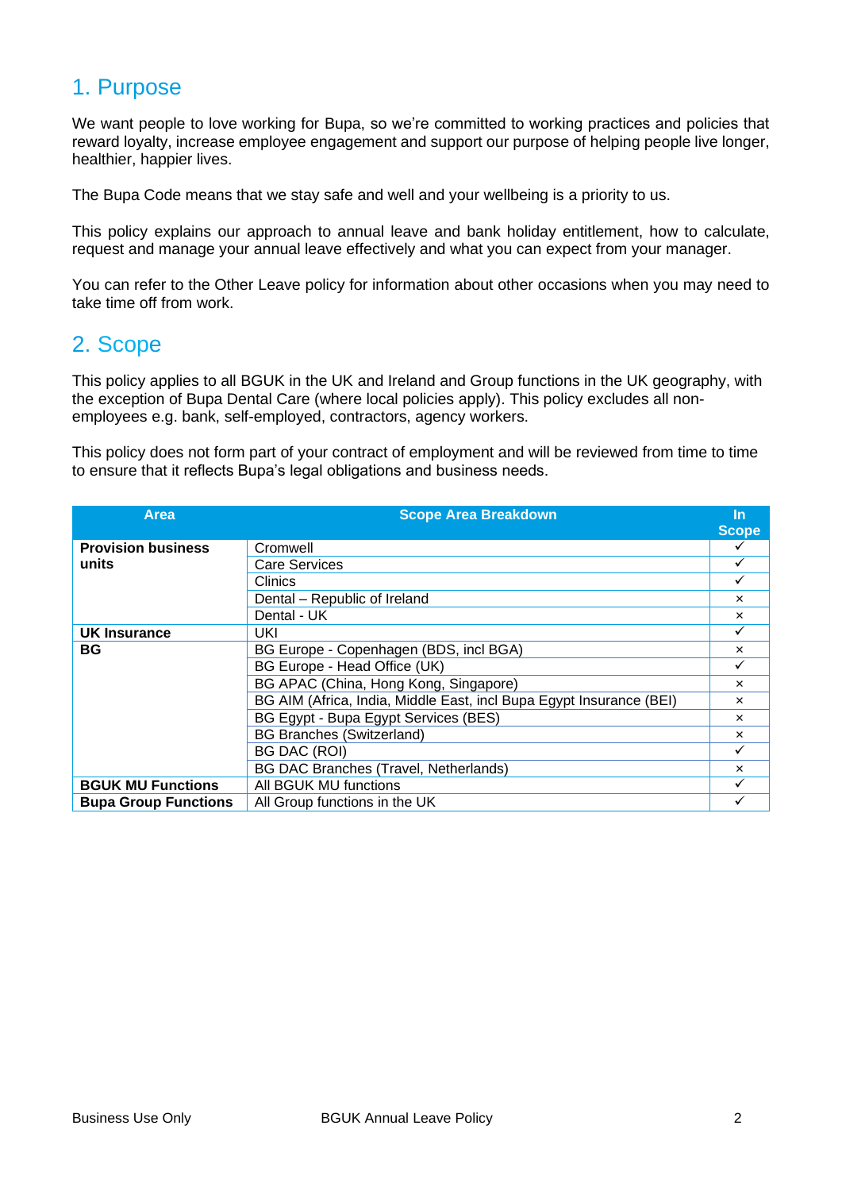## 1. Purpose

We want people to love working for Bupa, so we're committed to working practices and policies that reward loyalty, increase employee engagement and support our purpose of helping people live longer, healthier, happier lives.

The Bupa Code means that we stay safe and well and your wellbeing is a priority to us.

This policy explains our approach to annual leave and bank holiday entitlement, how to calculate, request and manage your annual leave effectively and what you can expect from your manager.

You can refer to the Other Leave policy for information about other occasions when you may need to take time off from work.

## 2. Scope

This policy applies to all BGUK in the UK and Ireland and Group functions in the UK geography, with the exception of Bupa Dental Care (where local policies apply). This policy excludes all non-employees e.g. bank, self-employed, contractors, agency workers.

This policy does not form part of your contract of employment and will be reviewed from time to time to ensure that it reflects Bupa's legal obligations and business needs.

| Area | Scope Area Breakdown | In Scope |
|---|---|---|
| **Provision business units** | Cromwell | ✓ |
| | Care Services | ✓ |
| | Clinics | ✓ |
| | Dental – Republic of Ireland | × |
| | Dental - UK | × |
| **UK Insurance** | UKI | ✓ |
| **BG** | BG Europe - Copenhagen (BDS, incl BGA) | × |
| | BG Europe - Head Office (UK) | ✓ |
| | BG APAC (China, Hong Kong, Singapore) | × |
| | BG AIM (Africa, India, Middle East, incl Bupa Egypt Insurance (BEI) | × |
| | BG Egypt - Bupa Egypt Services (BES) | × |
| | BG Branches (Switzerland) | × |
| | BG DAC (ROI) | ✓ |
| | BG DAC Branches (Travel, Netherlands) | × |
| **BGUK MU Functions** | All BGUK MU functions | ✓ |
| **Bupa Group Functions** | All Group functions in the UK | ✓ |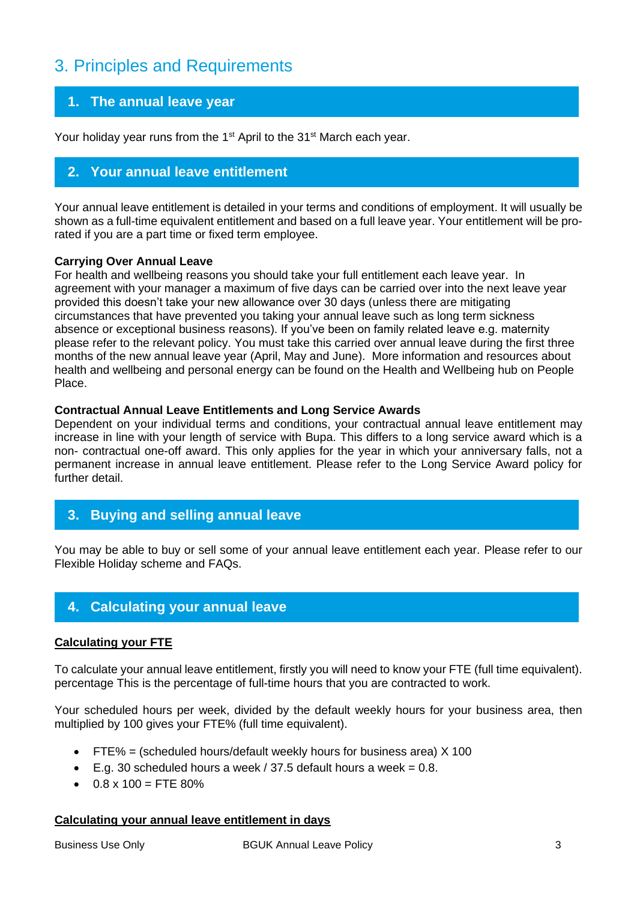# 3. Principles and Requirements

## 1. The annual leave year

Your holiday year runs from the 1st April to the 31st March each year.

## 2. Your annual leave entitlement

Your annual leave entitlement is detailed in your terms and conditions of employment. It will usually be shown as a full-time equivalent entitlement and based on a full leave year. Your entitlement will be pro-rated if you are a part time or fixed term employee.

**Carrying Over Annual Leave**

For health and wellbeing reasons you should take your full entitlement each leave year. In agreement with your manager a maximum of five days can be carried over into the next leave year provided this doesn't take your new allowance over 30 days (unless there are mitigating circumstances that have prevented you taking your annual leave such as long term sickness absence or exceptional business reasons). If you've been on family related leave e.g. maternity please refer to the relevant policy. You must take this carried over annual leave during the first three months of the new annual leave year (April, May and June). More information and resources about health and wellbeing and personal energy can be found on the Health and Wellbeing hub on People Place.

**Contractual Annual Leave Entitlements and Long Service Awards**

Dependent on your individual terms and conditions, your contractual annual leave entitlement may increase in line with your length of service with Bupa. This differs to a long service award which is a non- contractual one-off award. This only applies for the year in which your anniversary falls, not a permanent increase in annual leave entitlement. Please refer to the Long Service Award policy for further detail.

## 3. Buying and selling annual leave

You may be able to buy or sell some of your annual leave entitlement each year. Please refer to our Flexible Holiday scheme and FAQs.

## 4. Calculating your annual leave

**Calculating your FTE**

To calculate your annual leave entitlement, firstly you will need to know your FTE (full time equivalent). percentage This is the percentage of full-time hours that you are contracted to work.

Your scheduled hours per week, divided by the default weekly hours for your business area, then multiplied by 100 gives your FTE% (full time equivalent).

- FTE% = (scheduled hours/default weekly hours for business area) X 100
- E.g. 30 scheduled hours a week / 37.5 default hours a week = 0.8.
- 0.8 x 100 = FTE 80%

**Calculating your annual leave entitlement in days**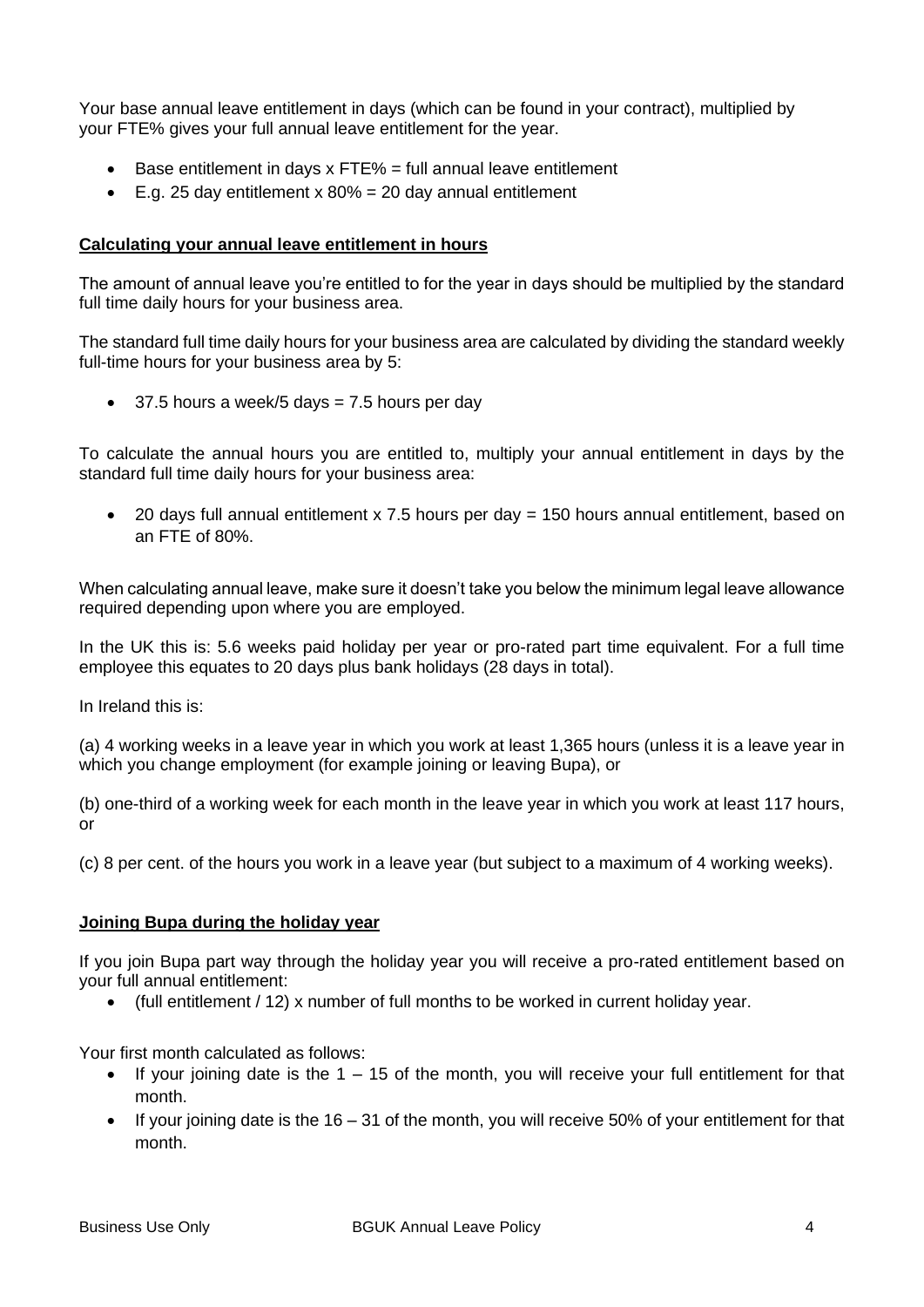Your base annual leave entitlement in days (which can be found in your contract), multiplied by your FTE% gives your full annual leave entitlement for the year.

- Base entitlement in days x FTE% = full annual leave entitlement
- E.g. 25 day entitlement x 80% = 20 day annual entitlement

**Calculating your annual leave entitlement in hours**

The amount of annual leave you're entitled to for the year in days should be multiplied by the standard full time daily hours for your business area.

The standard full time daily hours for your business area are calculated by dividing the standard weekly full-time hours for your business area by 5:

- 37.5 hours a week/5 days = 7.5 hours per day

To calculate the annual hours you are entitled to, multiply your annual entitlement in days by the standard full time daily hours for your business area:

- 20 days full annual entitlement x 7.5 hours per day = 150 hours annual entitlement, based on an FTE of 80%.

When calculating annual leave, make sure it doesn't take you below the minimum legal leave allowance required depending upon where you are employed.

In the UK this is: 5.6 weeks paid holiday per year or pro-rated part time equivalent. For a full time employee this equates to 20 days plus bank holidays (28 days in total).

In Ireland this is:

(a) 4 working weeks in a leave year in which you work at least 1,365 hours (unless it is a leave year in which you change employment (for example joining or leaving Bupa), or

(b) one-third of a working week for each month in the leave year in which you work at least 117 hours, or

(c) 8 per cent. of the hours you work in a leave year (but subject to a maximum of 4 working weeks).

**Joining Bupa during the holiday year**

If you join Bupa part way through the holiday year you will receive a pro-rated entitlement based on your full annual entitlement:

- (full entitlement / 12) x number of full months to be worked in current holiday year.

Your first month calculated as follows:

- If your joining date is the 1 – 15 of the month, you will receive your full entitlement for that month.
- If your joining date is the 16 – 31 of the month, you will receive 50% of your entitlement for that month.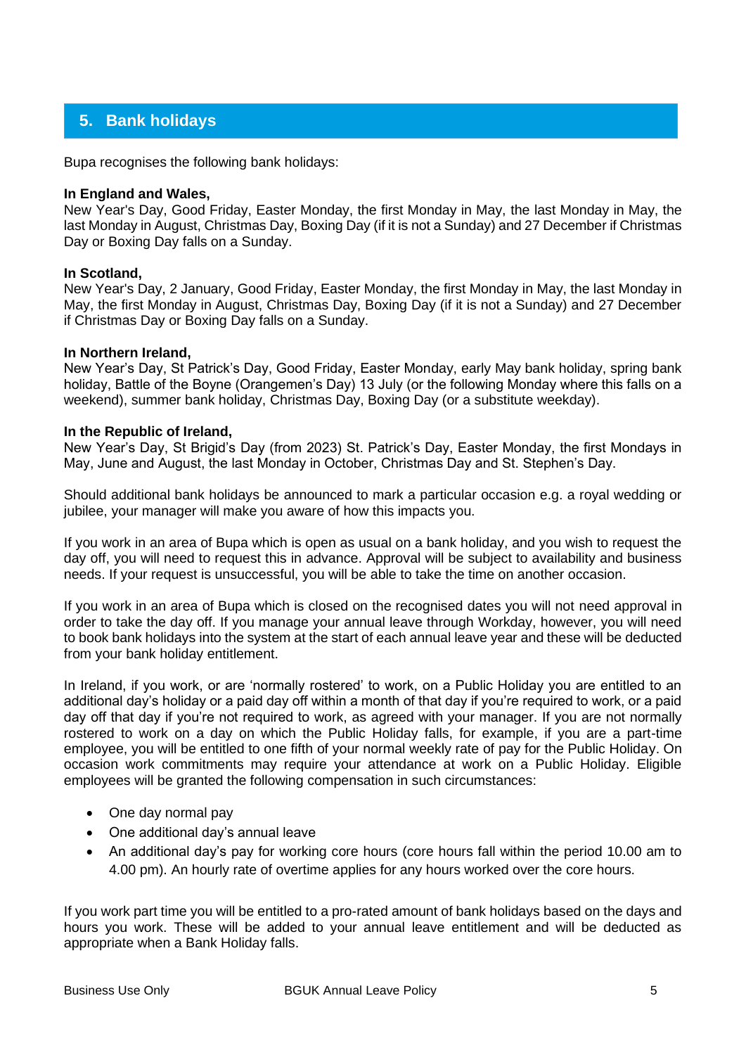## 5. Bank holidays

Bupa recognises the following bank holidays:

**In England and Wales,**
New Year's Day, Good Friday, Easter Monday, the first Monday in May, the last Monday in May, the last Monday in August, Christmas Day, Boxing Day (if it is not a Sunday) and 27 December if Christmas Day or Boxing Day falls on a Sunday.

**In Scotland,**
New Year's Day, 2 January, Good Friday, Easter Monday, the first Monday in May, the last Monday in May, the first Monday in August, Christmas Day, Boxing Day (if it is not a Sunday) and 27 December if Christmas Day or Boxing Day falls on a Sunday.

**In Northern Ireland,**
New Year's Day, St Patrick's Day, Good Friday, Easter Monday, early May bank holiday, spring bank holiday, Battle of the Boyne (Orangemen's Day) 13 July (or the following Monday where this falls on a weekend), summer bank holiday, Christmas Day, Boxing Day (or a substitute weekday).

**In the Republic of Ireland,**
New Year's Day, St Brigid's Day (from 2023) St. Patrick's Day, Easter Monday, the first Mondays in May, June and August, the last Monday in October, Christmas Day and St. Stephen's Day.

Should additional bank holidays be announced to mark a particular occasion e.g. a royal wedding or jubilee, your manager will make you aware of how this impacts you.

If you work in an area of Bupa which is open as usual on a bank holiday, and you wish to request the day off, you will need to request this in advance. Approval will be subject to availability and business needs. If your request is unsuccessful, you will be able to take the time on another occasion.

If you work in an area of Bupa which is closed on the recognised dates you will not need approval in order to take the day off. If you manage your annual leave through Workday, however, you will need to book bank holidays into the system at the start of each annual leave year and these will be deducted from your bank holiday entitlement.

In Ireland, if you work, or are 'normally rostered' to work, on a Public Holiday you are entitled to an additional day's holiday or a paid day off within a month of that day if you're required to work, or a paid day off that day if you're not required to work, as agreed with your manager. If you are not normally rostered to work on a day on which the Public Holiday falls, for example, if you are a part-time employee, you will be entitled to one fifth of your normal weekly rate of pay for the Public Holiday. On occasion work commitments may require your attendance at work on a Public Holiday. Eligible employees will be granted the following compensation in such circumstances:

- One day normal pay
- One additional day's annual leave
- An additional day's pay for working core hours (core hours fall within the period 10.00 am to 4.00 pm). An hourly rate of overtime applies for any hours worked over the core hours.

If you work part time you will be entitled to a pro-rated amount of bank holidays based on the days and hours you work. These will be added to your annual leave entitlement and will be deducted as appropriate when a Bank Holiday falls.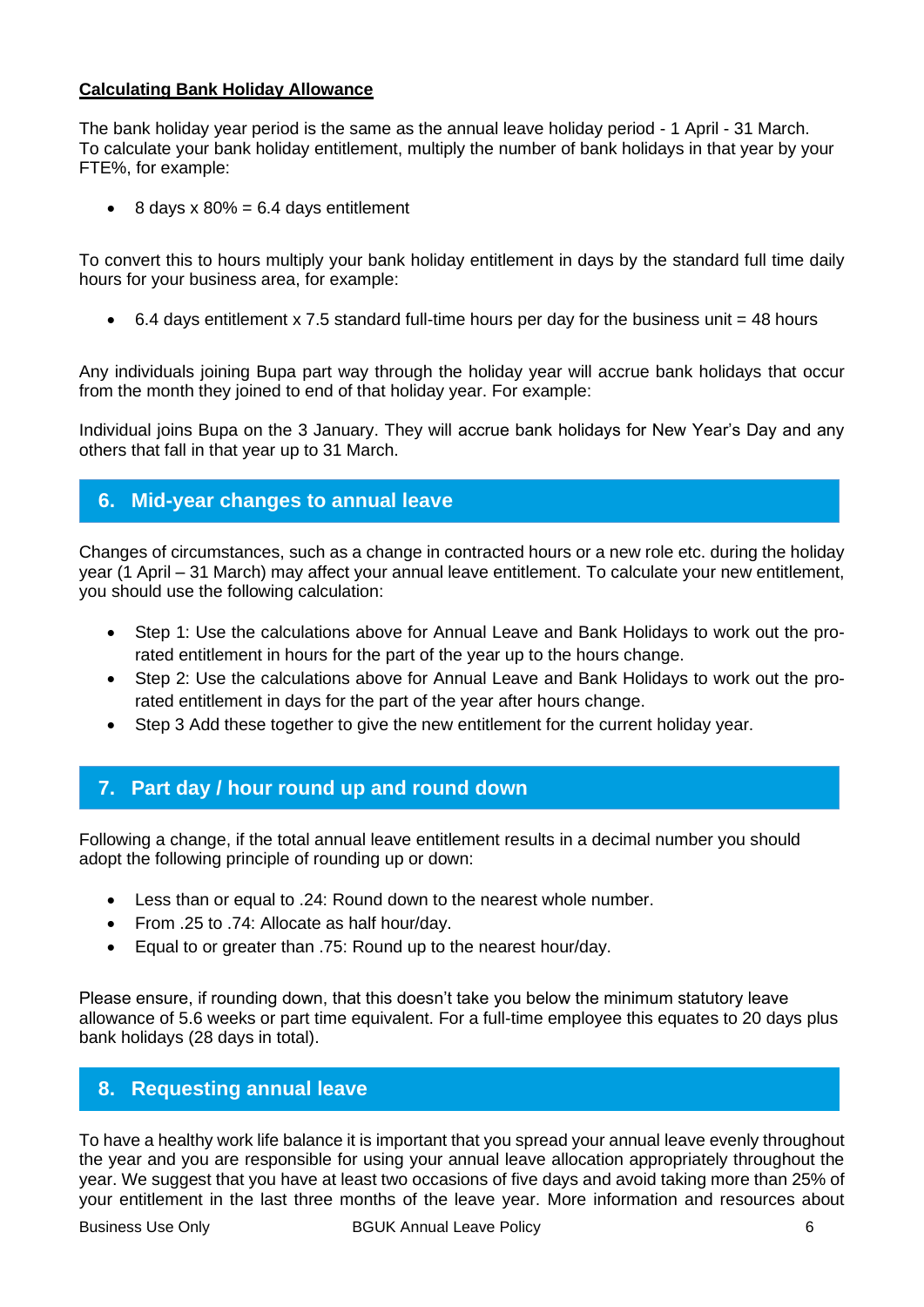**Calculating Bank Holiday Allowance**

The bank holiday year period is the same as the annual leave holiday period - 1 April - 31 March. To calculate your bank holiday entitlement, multiply the number of bank holidays in that year by your FTE%, for example:

- 8 days x 80% = 6.4 days entitlement

To convert this to hours multiply your bank holiday entitlement in days by the standard full time daily hours for your business area, for example:

- 6.4 days entitlement x 7.5 standard full-time hours per day for the business unit = 48 hours

Any individuals joining Bupa part way through the holiday year will accrue bank holidays that occur from the month they joined to end of that holiday year. For example:

Individual joins Bupa on the 3 January. They will accrue bank holidays for New Year's Day and any others that fall in that year up to 31 March.

## 6. Mid-year changes to annual leave

Changes of circumstances, such as a change in contracted hours or a new role etc. during the holiday year (1 April – 31 March) may affect your annual leave entitlement. To calculate your new entitlement, you should use the following calculation:

- Step 1: Use the calculations above for Annual Leave and Bank Holidays to work out the pro-rated entitlement in hours for the part of the year up to the hours change.
- Step 2: Use the calculations above for Annual Leave and Bank Holidays to work out the pro-rated entitlement in days for the part of the year after hours change.
- Step 3 Add these together to give the new entitlement for the current holiday year.

## 7. Part day / hour round up and round down

Following a change, if the total annual leave entitlement results in a decimal number you should adopt the following principle of rounding up or down:

- Less than or equal to .24: Round down to the nearest whole number.
- From .25 to .74: Allocate as half hour/day.
- Equal to or greater than .75: Round up to the nearest hour/day.

Please ensure, if rounding down, that this doesn't take you below the minimum statutory leave allowance of 5.6 weeks or part time equivalent. For a full-time employee this equates to 20 days plus bank holidays (28 days in total).

## 8. Requesting annual leave

To have a healthy work life balance it is important that you spread your annual leave evenly throughout the year and you are responsible for using your annual leave allocation appropriately throughout the year. We suggest that you have at least two occasions of five days and avoid taking more than 25% of your entitlement in the last three months of the leave year. More information and resources about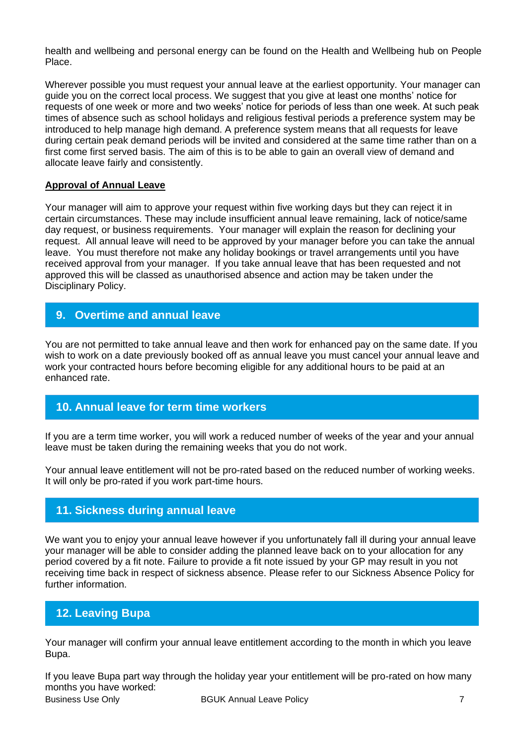health and wellbeing and personal energy can be found on the Health and Wellbeing hub on People Place.

Wherever possible you must request your annual leave at the earliest opportunity. Your manager can guide you on the correct local process. We suggest that you give at least one months' notice for requests of one week or more and two weeks' notice for periods of less than one week. At such peak times of absence such as school holidays and religious festival periods a preference system may be introduced to help manage high demand. A preference system means that all requests for leave during certain peak demand periods will be invited and considered at the same time rather than on a first come first served basis. The aim of this is to be able to gain an overall view of demand and allocate leave fairly and consistently.

**Approval of Annual Leave**

Your manager will aim to approve your request within five working days but they can reject it in certain circumstances. These may include insufficient annual leave remaining, lack of notice/same day request, or business requirements. Your manager will explain the reason for declining your request. All annual leave will need to be approved by your manager before you can take the annual leave. You must therefore not make any holiday bookings or travel arrangements until you have received approval from your manager. If you take annual leave that has been requested and not approved this will be classed as unauthorised absence and action may be taken under the Disciplinary Policy.

## 9. Overtime and annual leave

You are not permitted to take annual leave and then work for enhanced pay on the same date. If you wish to work on a date previously booked off as annual leave you must cancel your annual leave and work your contracted hours before becoming eligible for any additional hours to be paid at an enhanced rate.

## 10. Annual leave for term time workers

If you are a term time worker, you will work a reduced number of weeks of the year and your annual leave must be taken during the remaining weeks that you do not work.

Your annual leave entitlement will not be pro-rated based on the reduced number of working weeks. It will only be pro-rated if you work part-time hours.

## 11. Sickness during annual leave

We want you to enjoy your annual leave however if you unfortunately fall ill during your annual leave your manager will be able to consider adding the planned leave back on to your allocation for any period covered by a fit note. Failure to provide a fit note issued by your GP may result in you not receiving time back in respect of sickness absence. Please refer to our Sickness Absence Policy for further information.

## 12. Leaving Bupa

Your manager will confirm your annual leave entitlement according to the month in which you leave Bupa.

If you leave Bupa part way through the holiday year your entitlement will be pro-rated on how many months you have worked: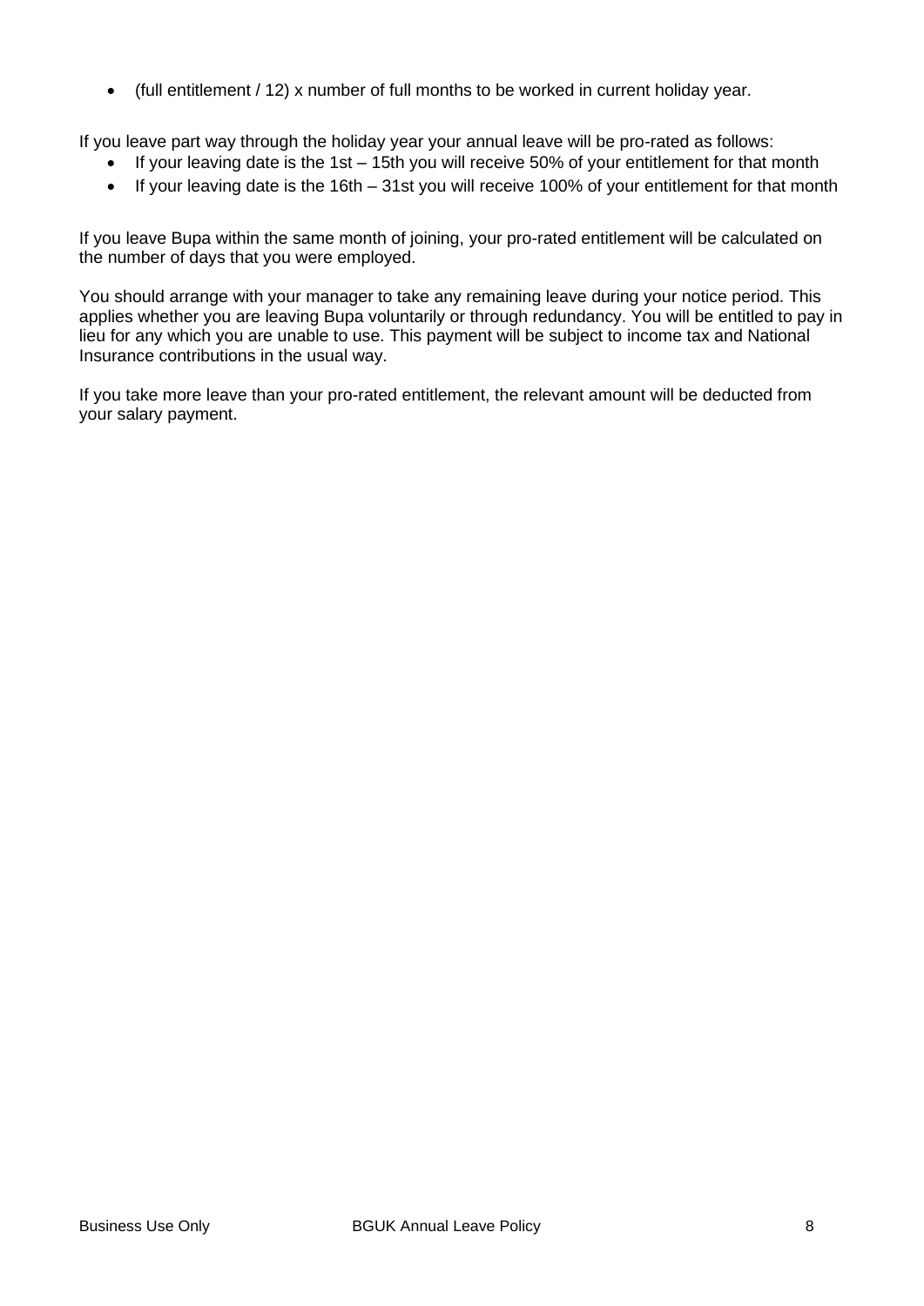- (full entitlement / 12) x number of full months to be worked in current holiday year.

If you leave part way through the holiday year your annual leave will be pro-rated as follows:

- If your leaving date is the 1st – 15th you will receive 50% of your entitlement for that month
- If your leaving date is the 16th – 31st you will receive 100% of your entitlement for that month

If you leave Bupa within the same month of joining, your pro-rated entitlement will be calculated on the number of days that you were employed.

You should arrange with your manager to take any remaining leave during your notice period. This applies whether you are leaving Bupa voluntarily or through redundancy. You will be entitled to pay in lieu for any which you are unable to use. This payment will be subject to income tax and National Insurance contributions in the usual way.

If you take more leave than your pro-rated entitlement, the relevant amount will be deducted from your salary payment.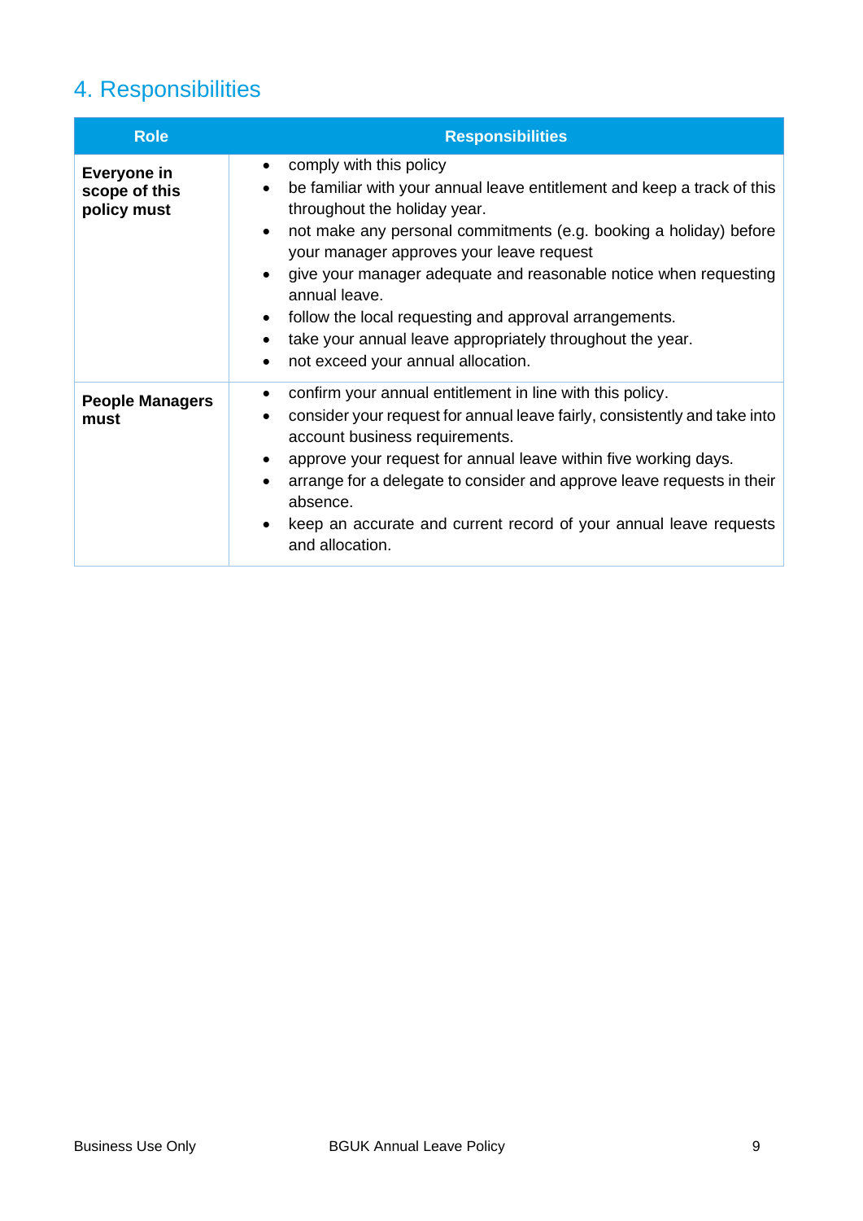## 4. Responsibilities

| Role | Responsibilities |
|---|---|
| **Everyone in scope of this policy must** | • comply with this policy<br>• be familiar with your annual leave entitlement and keep a track of this throughout the holiday year.<br>• not make any personal commitments (e.g. booking a holiday) before your manager approves your leave request<br>• give your manager adequate and reasonable notice when requesting annual leave.<br>• follow the local requesting and approval arrangements.<br>• take your annual leave appropriately throughout the year.<br>• not exceed your annual allocation. |
| **People Managers must** | • confirm your annual entitlement in line with this policy.<br>• consider your request for annual leave fairly, consistently and take into account business requirements.<br>• approve your request for annual leave within five working days.<br>• arrange for a delegate to consider and approve leave requests in their absence.<br>• keep an accurate and current record of your annual leave requests and allocation. |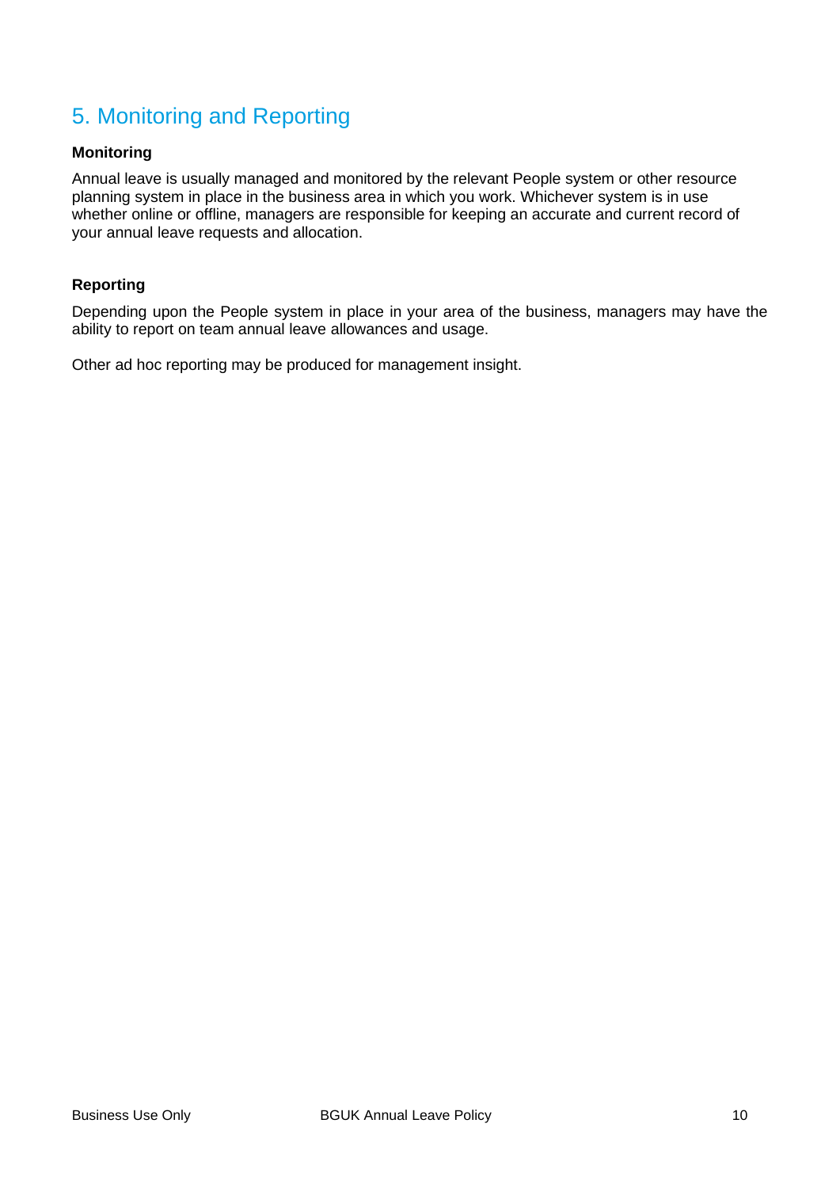## 5. Monitoring and Reporting

**Monitoring**

Annual leave is usually managed and monitored by the relevant People system or other resource planning system in place in the business area in which you work. Whichever system is in use whether online or offline, managers are responsible for keeping an accurate and current record of your annual leave requests and allocation.

**Reporting**

Depending upon the People system in place in your area of the business, managers may have the ability to report on team annual leave allowances and usage.

Other ad hoc reporting may be produced for management insight.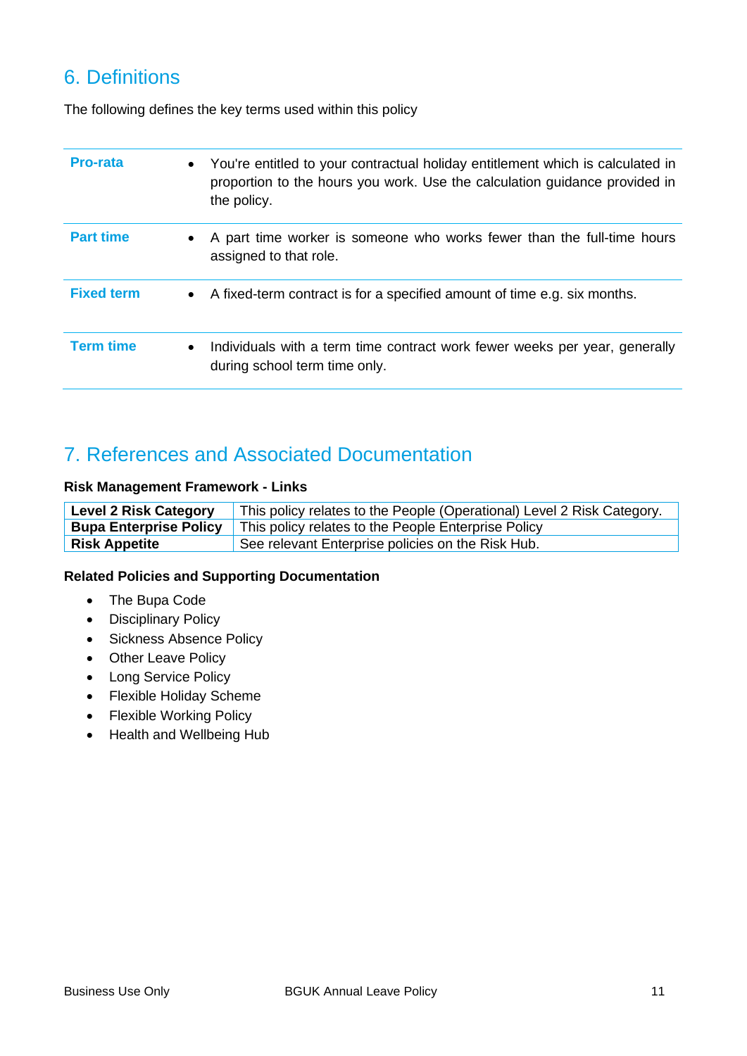## 6. Definitions

The following defines the key terms used within this policy

| | |
|---|---|
| **Pro-rata** | • You're entitled to your contractual holiday entitlement which is calculated in proportion to the hours you work. Use the calculation guidance provided in the policy. |
| **Part time** | • A part time worker is someone who works fewer than the full-time hours assigned to that role. |
| **Fixed term** | • A fixed-term contract is for a specified amount of time e.g. six months. |
| **Term time** | • Individuals with a term time contract work fewer weeks per year, generally during school term time only. |

## 7. References and Associated Documentation

**Risk Management Framework - Links**

| | |
|---|---|
| **Level 2 Risk Category** | This policy relates to the People (Operational) Level 2 Risk Category. |
| **Bupa Enterprise Policy** | This policy relates to the People Enterprise Policy |
| **Risk Appetite** | See relevant Enterprise policies on the Risk Hub. |

**Related Policies and Supporting Documentation**

- The Bupa Code
- Disciplinary Policy
- Sickness Absence Policy
- Other Leave Policy
- Long Service Policy
- Flexible Holiday Scheme
- Flexible Working Policy
- Health and Wellbeing Hub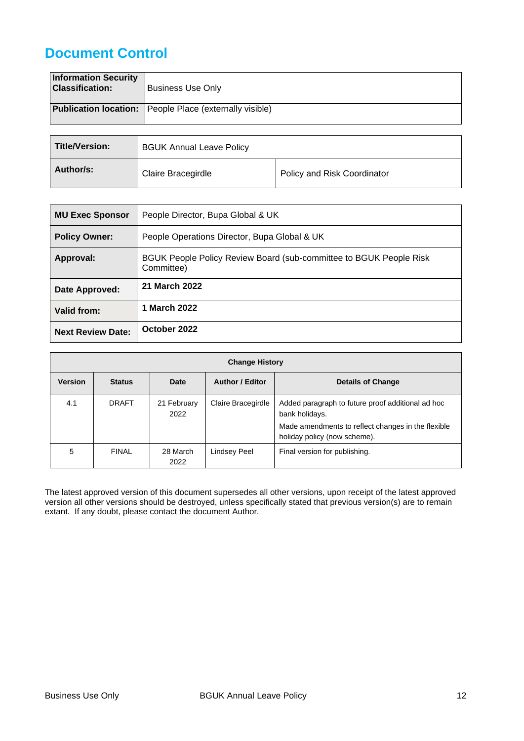# Document Control

| | |
|---|---|
| **Information Security Classification:** | Business Use Only |
| **Publication location:** | People Place (externally visible) |

| | | |
|---|---|---|
| **Title/Version:** | BGUK Annual Leave Policy | |
| **Author/s:** | Claire Bracegirdle | Policy and Risk Coordinator |

| | |
|---|---|
| **MU Exec Sponsor** | People Director, Bupa Global & UK |
| **Policy Owner:** | People Operations Director, Bupa Global & UK |
| **Approval:** | BGUK People Policy Review Board (sub-committee to BGUK People Risk Committee) |
| **Date Approved:** | **21 March 2022** |
| **Valid from:** | **1 March 2022** |
| **Next Review Date:** | **October 2022** |

| Change History | | | | |
|---|---|---|---|---|
| **Version** | **Status** | **Date** | **Author / Editor** | **Details of Change** |
| 4.1 | DRAFT | 21 February 2022 | Claire Bracegirdle | Added paragraph to future proof additional ad hoc bank holidays. Made amendments to reflect changes in the flexible holiday policy (now scheme). |
| 5 | FINAL | 28 March 2022 | Lindsey Peel | Final version for publishing. |

The latest approved version of this document supersedes all other versions, upon receipt of the latest approved version all other versions should be destroyed, unless specifically stated that previous version(s) are to remain extant. If any doubt, please contact the document Author.